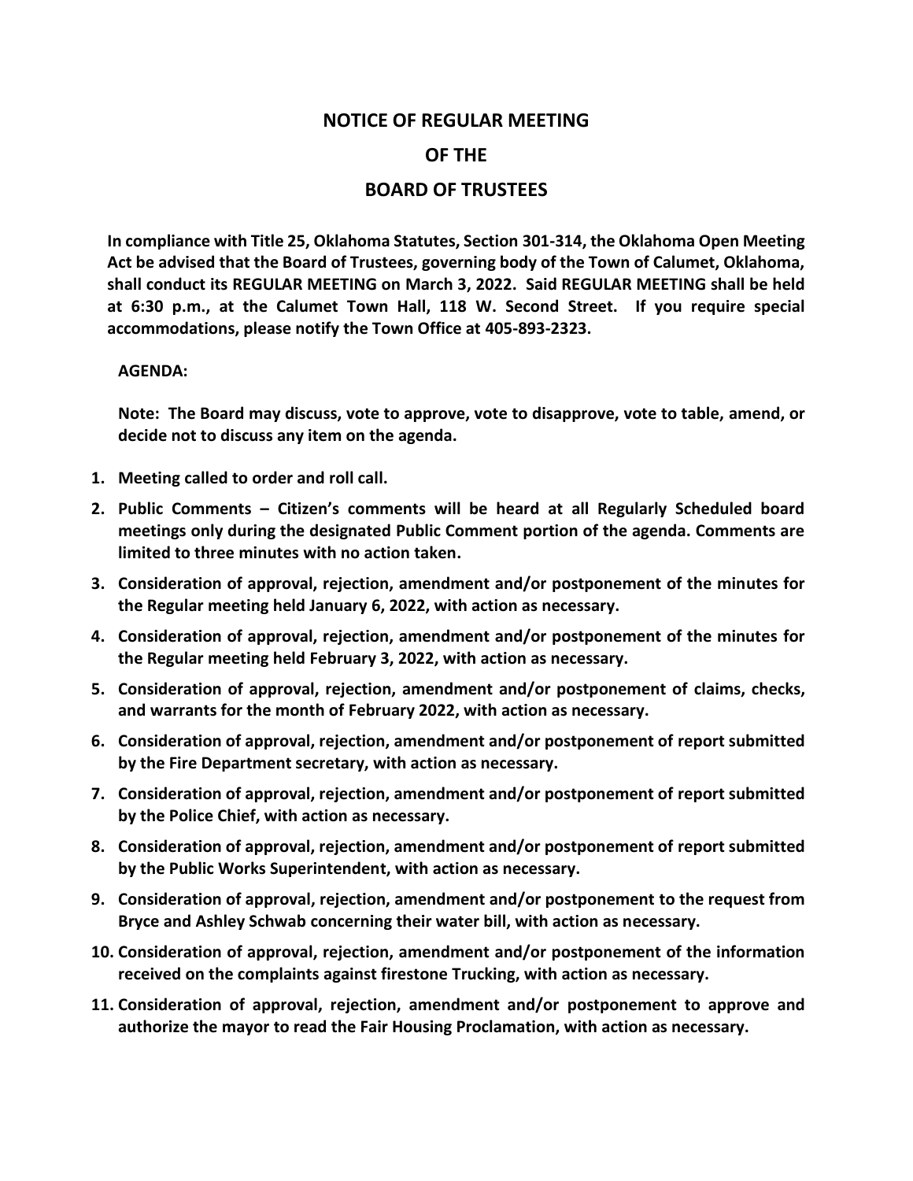# NOTICE OF REGULAR MEETING

# OF THE

# BOARD OF TRUSTEES

**In compliance with Title 25, Oklahoma Statutes, Section 301-314, the Oklahoma Open Meeting Act be advised that the Board of Trustees, governing body of the Town of Calumet, Oklahoma, shall conduct its REGULAR MEETING on March 3, 2022. Said REGULAR MEETING shall be held at 6:30 p.m., at the Calumet Town Hall, 118 W. Second Street. If you require special accommodations, please notify the Town Office at 405-893-2323.**

**AGENDA:**

**Note: The Board may discuss, vote to approve, vote to disapprove, vote to table, amend, or decide not to discuss any item on the agenda.**

1. **Meeting called to order and roll call.**
2. **Public Comments – Citizen's comments will be heard at all Regularly Scheduled board meetings only during the designated Public Comment portion of the agenda. Comments are limited to three minutes with no action taken.**
3. **Consideration of approval, rejection, amendment and/or postponement of the minutes for the Regular meeting held January 6, 2022, with action as necessary.**
4. **Consideration of approval, rejection, amendment and/or postponement of the minutes for the Regular meeting held February 3, 2022, with action as necessary.**
5. **Consideration of approval, rejection, amendment and/or postponement of claims, checks, and warrants for the month of February 2022, with action as necessary.**
6. **Consideration of approval, rejection, amendment and/or postponement of report submitted by the Fire Department secretary, with action as necessary.**
7. **Consideration of approval, rejection, amendment and/or postponement of report submitted by the Police Chief, with action as necessary.**
8. **Consideration of approval, rejection, amendment and/or postponement of report submitted by the Public Works Superintendent, with action as necessary.**
9. **Consideration of approval, rejection, amendment and/or postponement to the request from Bryce and Ashley Schwab concerning their water bill, with action as necessary.**
10. **Consideration of approval, rejection, amendment and/or postponement of the information received on the complaints against firestone Trucking, with action as necessary.**
11. **Consideration of approval, rejection, amendment and/or postponement to approve and authorize the mayor to read the Fair Housing Proclamation, with action as necessary.**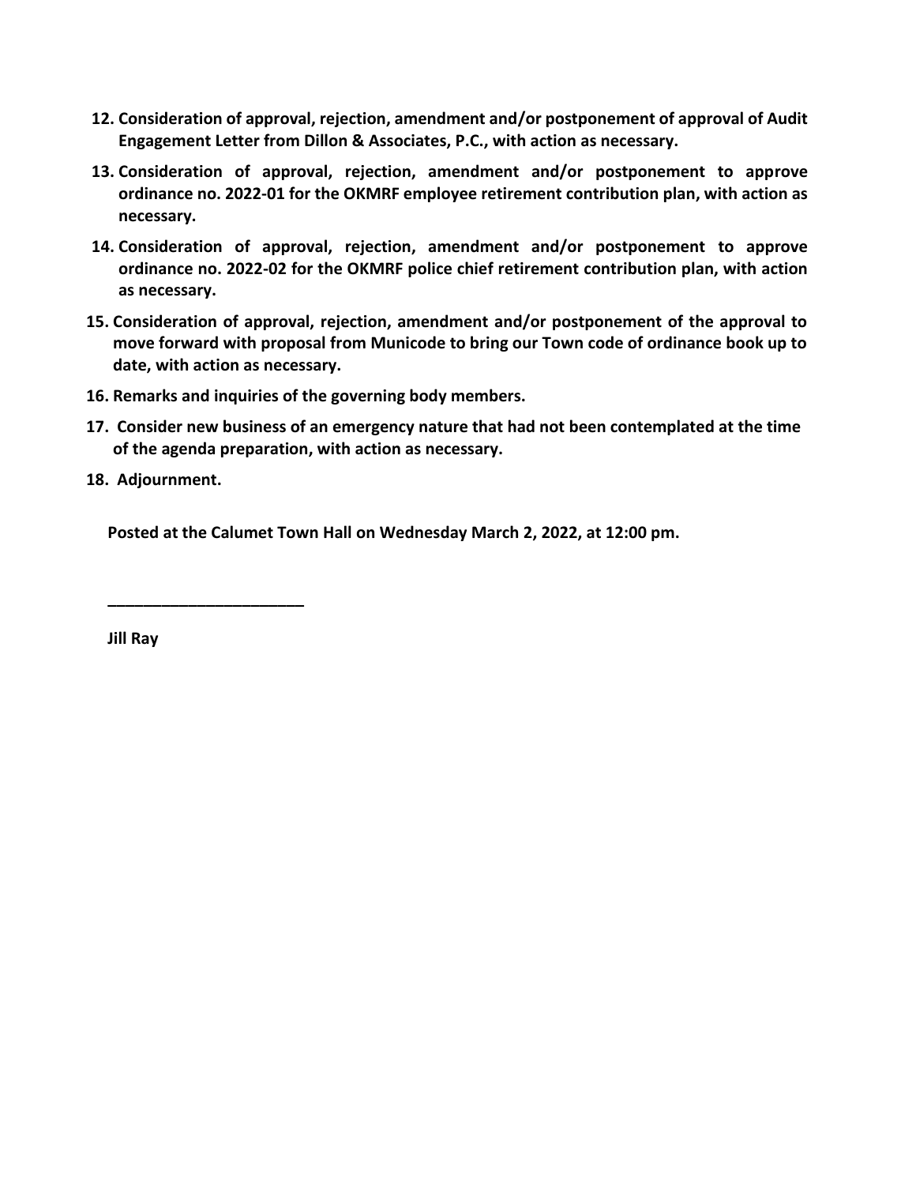12. **Consideration of approval, rejection, amendment and/or postponement of approval of Audit Engagement Letter from Dillon & Associates, P.C., with action as necessary.**
13. **Consideration of approval, rejection, amendment and/or postponement to approve ordinance no. 2022-01 for the OKMRF employee retirement contribution plan, with action as necessary.**
14. **Consideration of approval, rejection, amendment and/or postponement to approve ordinance no. 2022-02 for the OKMRF police chief retirement contribution plan, with action as necessary.**
15. **Consideration of approval, rejection, amendment and/or postponement of the approval to move forward with proposal from Municode to bring our Town code of ordinance book up to date, with action as necessary.**
16. **Remarks and inquiries of the governing body members.**
17. **Consider new business of an emergency nature that had not been contemplated at the time of the agenda preparation, with action as necessary.**
18. **Adjournment.**

**Posted at the Calumet Town Hall on Wednesday March 2, 2022, at 12:00 pm.**

______________________

**Jill Ray**